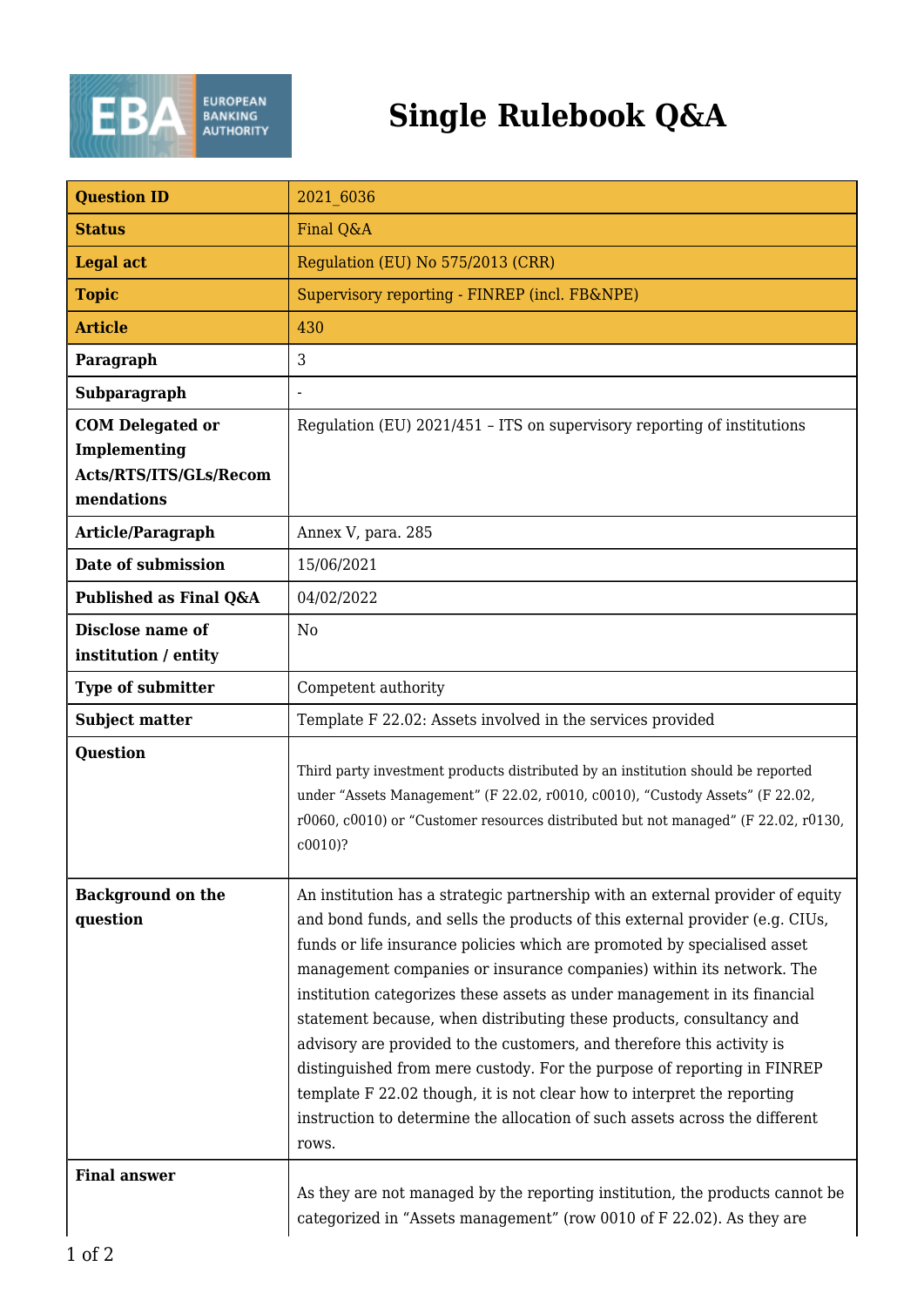# Single Rulebook Q&A

| Question ID | 2021_6036 |
|---|---|
| Status | Final Q&A |
| Legal act | Regulation (EU) No 575/2013 (CRR) |
| Topic | Supervisory reporting - FINREP (incl. FB&NPE) |
| Article | 430 |
| Paragraph | 3 |
| Subparagraph | - |
| COM Delegated or Implementing Acts/RTS/ITS/GLs/Recommendations | Regulation (EU) 2021/451 – ITS on supervisory reporting of institutions |
| Article/Paragraph | Annex V, para. 285 |
| Date of submission | 15/06/2021 |
| Published as Final Q&A | 04/02/2022 |
| Disclose name of institution / entity | No |
| Type of submitter | Competent authority |
| Subject matter | Template F 22.02: Assets involved in the services provided |
| Question | Third party investment products distributed by an institution should be reported under "Assets Management" (F 22.02, r0010, c0010), "Custody Assets" (F 22.02, r0060, c0010) or "Customer resources distributed but not managed" (F 22.02, r0130, c0010)? |
| Background on the question | An institution has a strategic partnership with an external provider of equity and bond funds, and sells the products of this external provider (e.g. CIUs, funds or life insurance policies which are promoted by specialised asset management companies or insurance companies) within its network. The institution categorizes these assets as under management in its financial statement because, when distributing these products, consultancy and advisory are provided to the customers, and therefore this activity is distinguished from mere custody. For the purpose of reporting in FINREP template F 22.02 though, it is not clear how to interpret the reporting instruction to determine the allocation of such assets across the different rows. |
| Final answer | As they are not managed by the reporting institution, the products cannot be categorized in "Assets management" (row 0010 of F 22.02). As they are |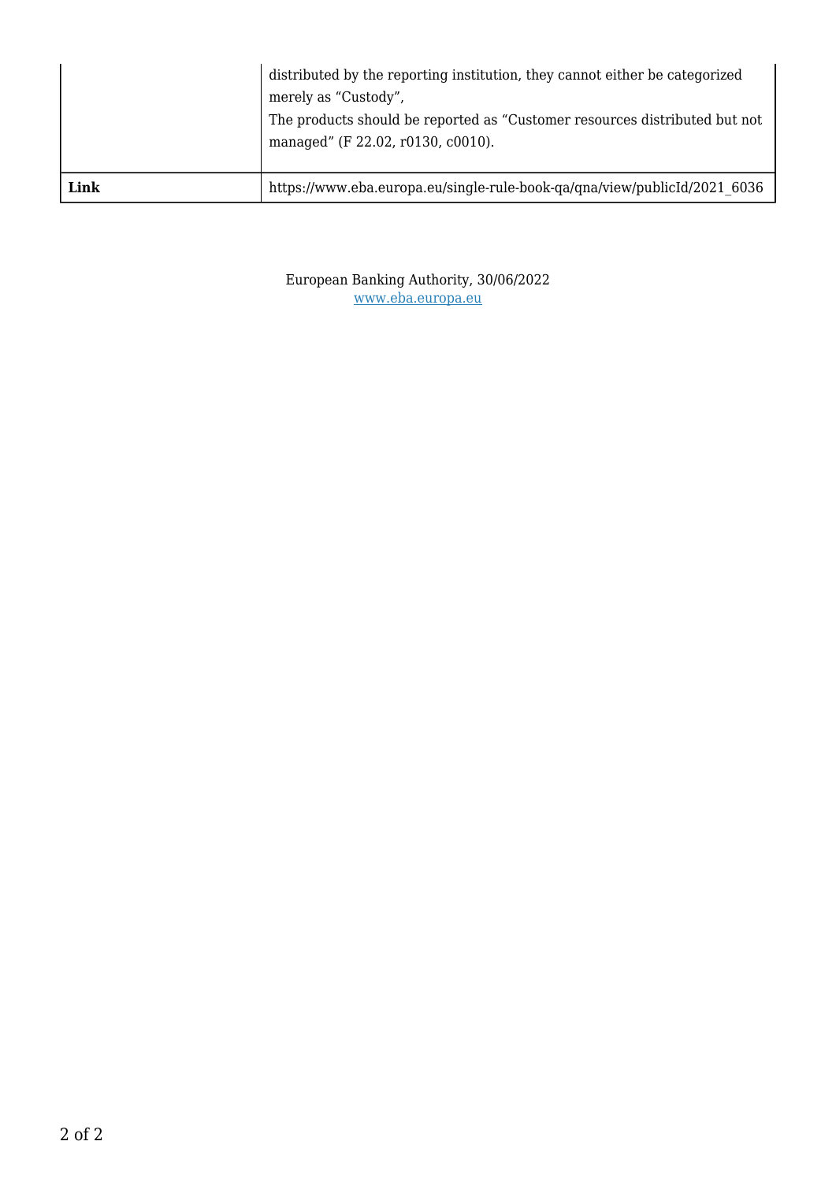| | |
|---|---|
| | distributed by the reporting institution, they cannot either be categorized merely as “Custody”,<br>The products should be reported as “Customer resources distributed but not managed” (F 22.02, r0130, c0010). |
| **Link** | https://www.eba.europa.eu/single-rule-book-qa/qna/view/publicId/2021_6036 |

European Banking Authority, 30/06/2022
www.eba.europa.eu